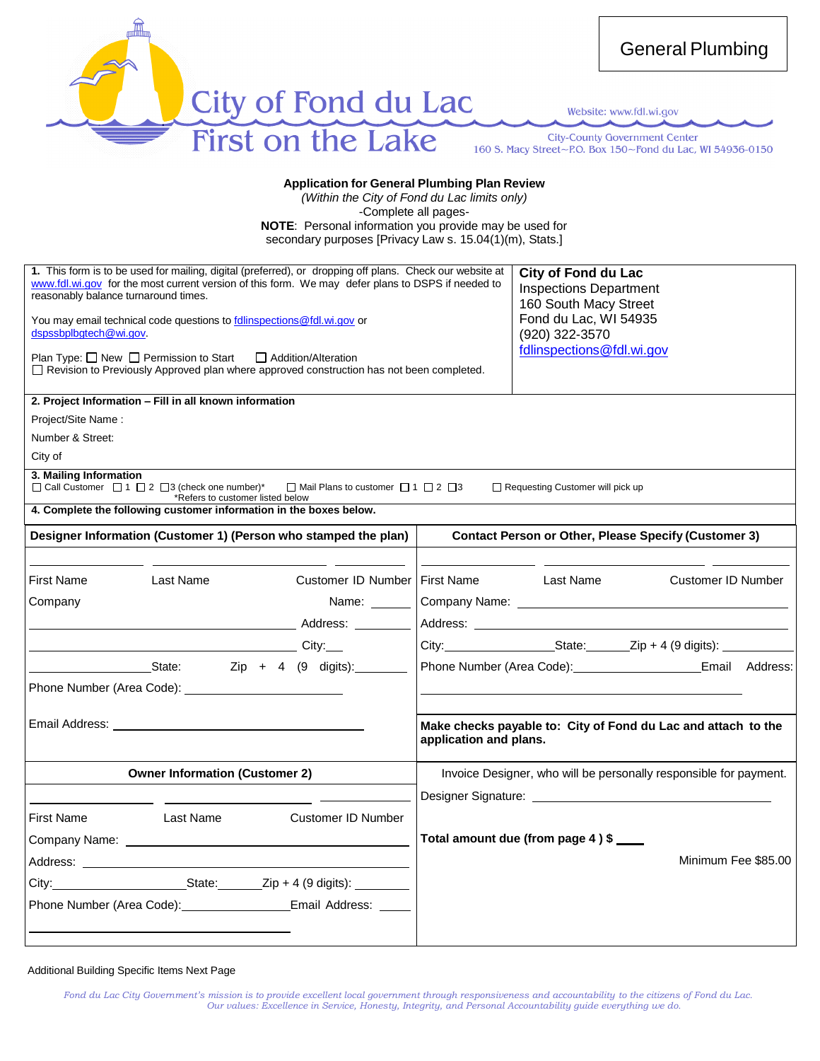General Plumbing

City of Fond du Lac
First on the Lake

Website: www.fdl.wi.gov

City-County Government Center
160 S. Macy Street~P.O. Box 150~Fond du Lac, WI 54936-0150

**Application for General Plumbing Plan Review**
*(Within the City of Fond du Lac limits only)*
-Complete all pages-
**NOTE**: Personal information you provide may be used for secondary purposes [Privacy Law s. 15.04(1)(m), Stats.]

**1.** This form is to be used for mailing, digital (preferred), or dropping off plans. Check our website at www.fdl.wi.gov for the most current version of this form. We may defer plans to DSPS if needed to reasonably balance turnaround times.

You may email technical code questions to fdlinspections@fdl.wi.gov or dspssbplbgtech@wi.gov.

Plan Type: ☐ New ☐ Permission to Start ☐ Addition/Alteration
☐ Revision to Previously Approved plan where approved construction has not been completed.

**City of Fond du Lac**
Inspections Department
160 South Macy Street
Fond du Lac, WI 54935
(920) 322-3570
fdlinspections@fdl.wi.gov

**2. Project Information – Fill in all known information**

Project/Site Name :

Number & Street:

City of

**3. Mailing Information**

☐ Call Customer ☐ 1 ☐ 2 ☐ 3 (check one number)* ☐ Mail Plans to customer ☐ 1 ☐ 2 ☐ 3 ☐ Requesting Customer will pick up
*Refers to customer listed below

**4. Complete the following customer information in the boxes below.**

**Designer Information (Customer 1) (Person who stamped the plan)**

First Name ______ Last Name ______ Customer ID Number ______

Company Name: ______

Address: ______

City: ______ State: ______ Zip + 4 (9 digits): ______

Phone Number (Area Code): ______

Email Address: ______

**Contact Person or Other, Please Specify (Customer 3)**

First Name ______ Last Name ______ Customer ID Number ______

Company Name: ______

Address: ______

City: ______ State: ______ Zip + 4 (9 digits): ______

Phone Number (Area Code): ______ Email Address: ______

**Make checks payable to: City of Fond du Lac and attach to the application and plans.**

**Owner Information (Customer 2)**

First Name ______ Last Name ______ Customer ID Number ______

Company Name: ______

Address: ______

City: ______ State: ______ Zip + 4 (9 digits): ______

Phone Number (Area Code): ______ Email Address: ______

Invoice Designer, who will be personally responsible for payment.

Designer Signature: ______

**Total amount due (from page 4 ) $** ____

Minimum Fee $85.00

Additional Building Specific Items Next Page

*Fond du Lac City Government's mission is to provide excellent local government through responsiveness and accountability to the citizens of Fond du Lac. Our values: Excellence in Service, Honesty, Integrity, and Personal Accountability guide everything we do.*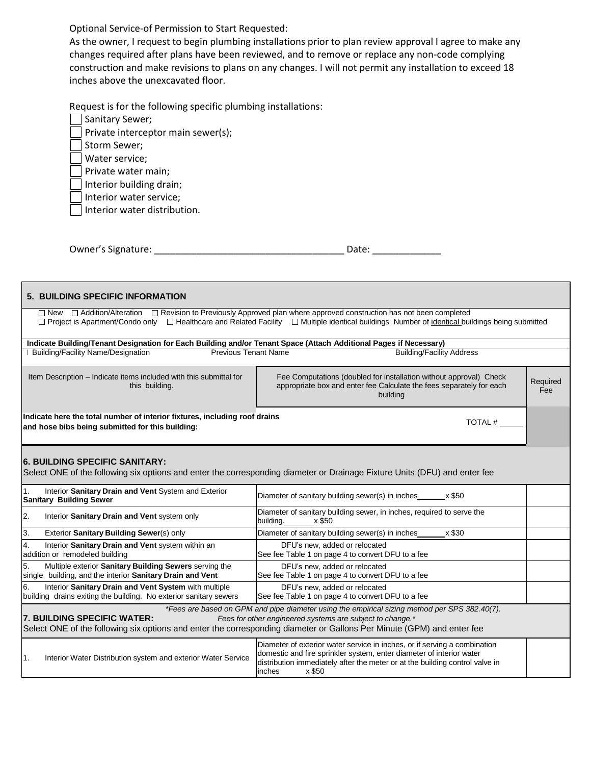Optional Service-of Permission to Start Requested:
As the owner, I request to begin plumbing installations prior to plan review approval I agree to make any changes required after plans have been reviewed, and to remove or replace any non-code complying construction and make revisions to plans on any changes. I will not permit any installation to exceed 18 inches above the unexcavated floor.

Request is for the following specific plumbing installations:

- ☐ Sanitary Sewer;
- ☐ Private interceptor main sewer(s);
- ☐ Storm Sewer;
- ☐ Water service;
- ☐ Private water main;
- ☐ Interior building drain;
- ☐ Interior water service;
- ☐ Interior water distribution.

Owner's Signature: ___________________________________ Date: _____________

## 5. BUILDING SPECIFIC INFORMATION

☐ New ☐ Addition/Alteration ☐ Revision to Previously Approved plan where approved construction has not been completed
☐ Project is Apartment/Condo only ☐ Healthcare and Related Facility ☐ Multiple identical buildings Number of identical buildings being submitted

**Indicate Building/Tenant Designation for Each Building and/or Tenant Space (Attach Additional Pages if Necessary)**

| Building/Facility Name/Designation | Previous Tenant Name | Building/Facility Address |
|---|---|---|
| | | |

| Item Description – Indicate items included with this submittal for this building. | Fee Computations (doubled for installation without approval) Check appropriate box and enter fee Calculate the fees separately for each building | Required Fee |
|---|---|---|
| **Indicate here the total number of interior fixtures, including roof drains and hose bibs being submitted for this building:** | TOTAL # _____ | |

## 6. BUILDING SPECIFIC SANITARY:

Select ONE of the following six options and enter the corresponding diameter or Drainage Fixture Units (DFU) and enter fee

| Option | Fee Computation | Required Fee |
|---|---|---|
| 1. Interior **Sanitary Drain and Vent** System and Exterior **Sanitary Building Sewer** | Diameter of sanitary building sewer(s) in inches______x $50 | |
| 2. Interior **Sanitary Drain and Vent** system only | Diameter of sanitary building sewer, in inches, required to serve the building.________x $50 | |
| 3. Exterior **Sanitary Building Sewer**(s) only | Diameter of sanitary building sewer(s) in inches______x $30 | |
| 4. Interior **Sanitary Drain and Vent** system within an addition or remodeled building | DFU's new, added or relocated<br>See fee Table 1 on page 4 to convert DFU to a fee | |
| 5. Multiple exterior **Sanitary Building Sewers** serving the single building, and the interior **Sanitary Drain and Vent** | DFU's new, added or relocated<br>See fee Table 1 on page 4 to convert DFU to a fee | |
| 6. Interior **Sanitary Drain and Vent System** with multiple building drains exiting the building. No exterior sanitary sewers | DFU's new, added or relocated<br>See fee Table 1 on page 4 to convert DFU to a fee | |

## 7. BUILDING SPECIFIC WATER:

*\*Fees are based on GPM and pipe diameter using the empirical sizing method per SPS 382.40(7). Fees for other engineered systems are subject to change.\**

Select ONE of the following six options and enter the corresponding diameter or Gallons Per Minute (GPM) and enter fee

| Option | Fee Computation | Required Fee |
|---|---|---|
| 1. Interior Water Distribution system and exterior Water Service | Diameter of exterior water service in inches, or if serving a combination domestic and fire sprinkler system, enter diameter of interior water distribution immediately after the meter or at the building control valve in inches x $50 | |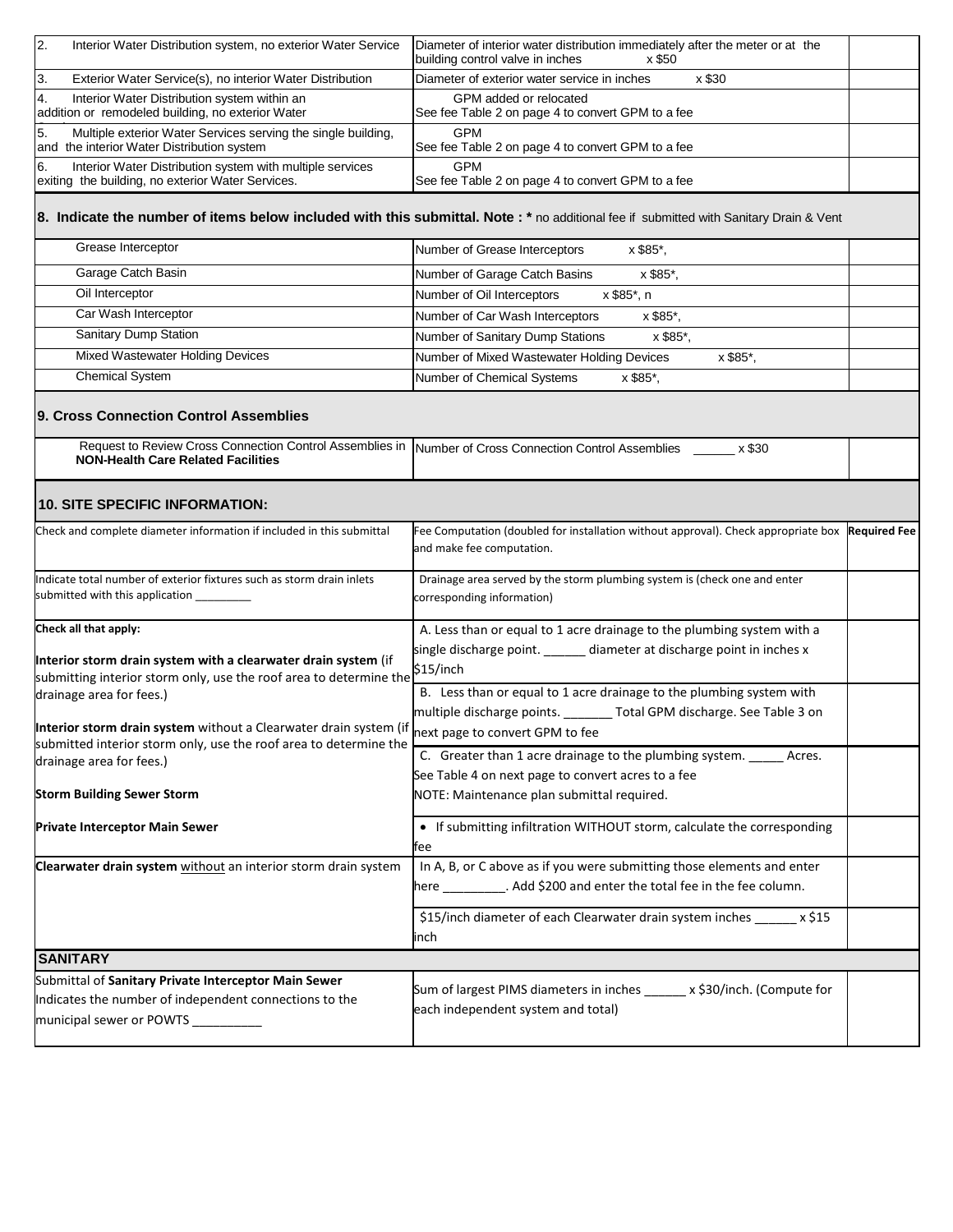| | | |
|---|---|---|
| 2. Interior Water Distribution system, no exterior Water Service | Diameter of interior water distribution immediately after the meter or at the building control valve in inches x $50 | |
| 3. Exterior Water Service(s), no interior Water Distribution | Diameter of exterior water service in inches x $30 | |
| 4. Interior Water Distribution system within an addition or remodeled building, no exterior Water Service | GPM added or relocated<br>See fee Table 2 on page 4 to convert GPM to a fee | |
| 5. Multiple exterior Water Services serving the single building, and the interior Water Distribution system | GPM<br>See fee Table 2 on page 4 to convert GPM to a fee | |
| 6. Interior Water Distribution system with multiple services exiting the building, no exterior Water Services. | GPM<br>See fee Table 2 on page 4 to convert GPM to a fee | |

## 8. Indicate the number of items below included with this submittal. Note : * no additional fee if submitted with Sanitary Drain & Vent

| | | |
|---|---|---|
| Grease Interceptor | Number of Grease Interceptors x $85*, | |
| Garage Catch Basin | Number of Garage Catch Basins x $85*, | |
| Oil Interceptor | Number of Oil Interceptors x $85*, n | |
| Car Wash Interceptor | Number of Car Wash Interceptors x $85*, | |
| Sanitary Dump Station | Number of Sanitary Dump Stations x $85*, | |
| Mixed Wastewater Holding Devices | Number of Mixed Wastewater Holding Devices x $85*, | |
| Chemical System | Number of Chemical Systems x $85*, | |

## 9. Cross Connection Control Assemblies

| | | |
|---|---|---|
| Request to Review Cross Connection Control Assemblies in **NON-Health Care Related Facilities** | Number of Cross Connection Control Assemblies ______ x $30 | |

## 10. SITE SPECIFIC INFORMATION:

| Check and complete diameter information if included in this submittal | Fee Computation (doubled for installation without approval). Check appropriate box and make fee computation. | **Required Fee** |
|---|---|---|
| Indicate total number of exterior fixtures such as storm drain inlets submitted with this application _________ | Drainage area served by the storm plumbing system is (check one and enter corresponding information) | |
| **Check all that apply:**<br><br>**Interior storm drain system with a clearwater drain system** (if submitting interior storm only, use the roof area to determine the drainage area for fees.)<br><br>**Interior storm drain system** without a Clearwater drain system (if submitted interior storm only, use the roof area to determine the drainage area for fees.)<br><br>**Storm Building Sewer Storm** | A. Less than or equal to 1 acre drainage to the plumbing system with a single discharge point. ______ diameter at discharge point in inches x $15/inch | |
| | B. Less than or equal to 1 acre drainage to the plumbing system with multiple discharge points. _______ Total GPM discharge. See Table 3 on next page to convert GPM to fee | |
| | C. Greater than 1 acre drainage to the plumbing system. _____ Acres. See Table 4 on next page to convert acres to a fee<br>NOTE: Maintenance plan submittal required. | |
| **Private Interceptor Main Sewer** | • If submitting infiltration WITHOUT storm, calculate the corresponding fee | |
| **Clearwater drain system** without an interior storm drain system | In A, B, or C above as if you were submitting those elements and enter here _________. Add $200 and enter the total fee in the fee column. | |
| | $15/inch diameter of each Clearwater drain system inches ______ x $15 inch | |

## SANITARY

| | | |
|---|---|---|
| Submittal of **Sanitary Private Interceptor Main Sewer**<br>Indicates the number of independent connections to the municipal sewer or POWTS __________ | Sum of largest PIMS diameters in inches ______ x $30/inch. (Compute for each independent system and total) | |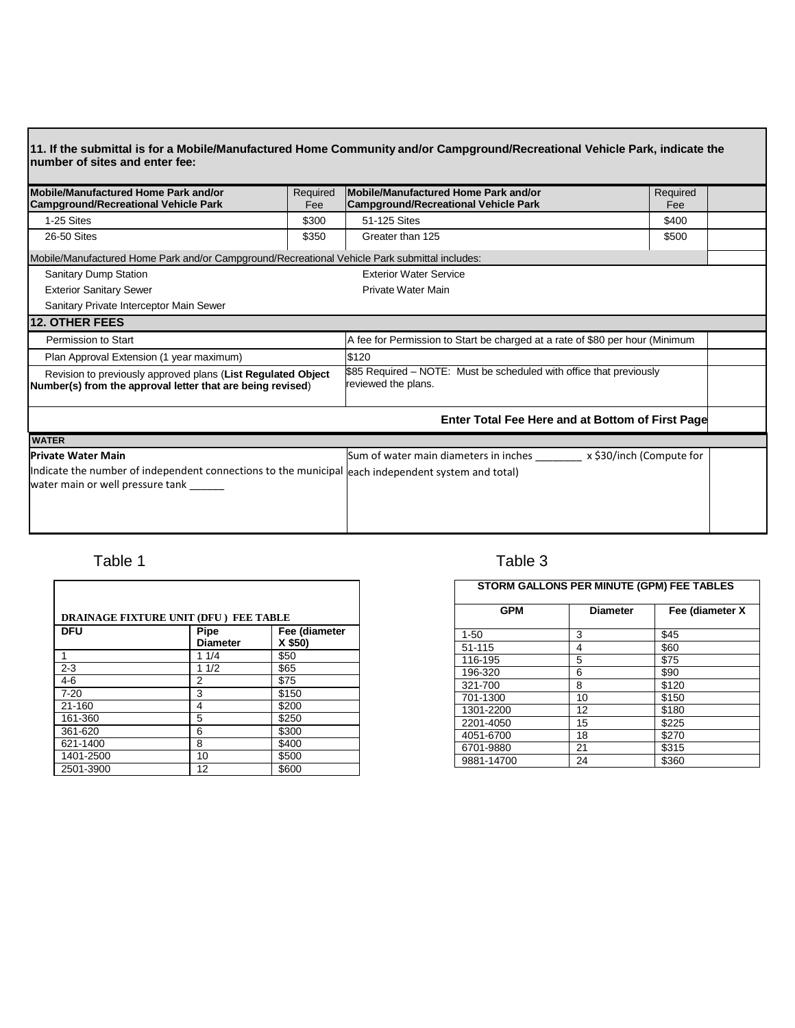**11. If the submittal is for a Mobile/Manufactured Home Community and/or Campground/Recreational Vehicle Park, indicate the number of sites and enter fee:**

| Mobile/Manufactured Home Park and/or Campground/Recreational Vehicle Park | Required Fee | Mobile/Manufactured Home Park and/or Campground/Recreational Vehicle Park | Required Fee | |
|---|---|---|---|---|
| 1-25 Sites | $300 | 51-125 Sites | $400 | |
| 26-50 Sites | $350 | Greater than 125 | $500 | |

Mobile/Manufactured Home Park and/or Campground/Recreational Vehicle Park submittal includes:

| | |
|---|---|
| Sanitary Dump Station | Exterior Water Service |
| Exterior Sanitary Sewer | Private Water Main |
| Sanitary Private Interceptor Main Sewer | |

## 12. OTHER FEES

| | | |
|---|---|---|
| Permission to Start | A fee for Permission to Start be charged at a rate of $80 per hour (Minimum | |
| Plan Approval Extension (1 year maximum) | $120 | |
| Revision to previously approved plans (**List Regulated Object Number(s) from the approval letter that are being revised**) | $85 Required – NOTE: Must be scheduled with office that previously reviewed the plans. | |

**Enter Total Fee Here and at Bottom of First Page**

**WATER**

| | | |
|---|---|---|
| **Private Water Main**<br>Indicate the number of independent connections to the municipal water main or well pressure tank ______ | Sum of water main diameters in inches ________ x $30/inch (Compute for each independent system and total) | |

Table 1

| DRAINAGE FIXTURE UNIT (DFU ) FEE TABLE | | |
|---|---|---|
| **DFU** | **Pipe Diameter** | **Fee (diameter X $50)** |
| 1 | 1 1/4 | $50 |
| 2-3 | 1 1/2 | $65 |
| 4-6 | 2 | $75 |
| 7-20 | 3 | $150 |
| 21-160 | 4 | $200 |
| 161-360 | 5 | $250 |
| 361-620 | 6 | $300 |
| 621-1400 | 8 | $400 |
| 1401-2500 | 10 | $500 |
| 2501-3900 | 12 | $600 |

Table 3

| STORM GALLONS PER MINUTE (GPM) FEE TABLES | | |
|---|---|---|
| **GPM** | **Diameter** | **Fee (diameter X** |
| 1-50 | 3 | $45 |
| 51-115 | 4 | $60 |
| 116-195 | 5 | $75 |
| 196-320 | 6 | $90 |
| 321-700 | 8 | $120 |
| 701-1300 | 10 | $150 |
| 1301-2200 | 12 | $180 |
| 2201-4050 | 15 | $225 |
| 4051-6700 | 18 | $270 |
| 6701-9880 | 21 | $315 |
| 9881-14700 | 24 | $360 |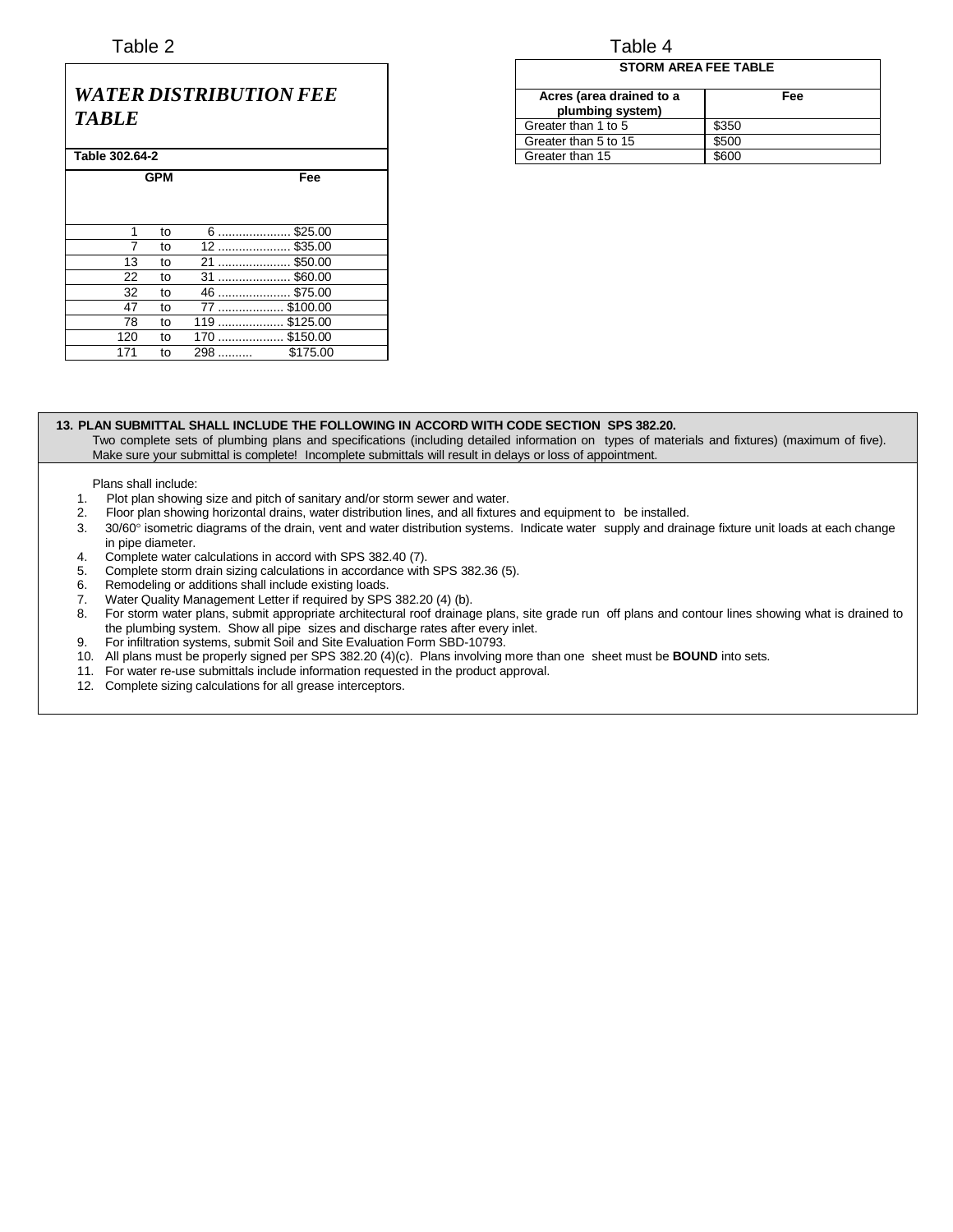Table 2

***WATER DISTRIBUTION FEE TABLE***

**Table 302.64-2**

| GPM | | | Fee |
|---|---|---|---|
| 1 | to | 6 | $25.00 |
| 7 | to | 12 | $35.00 |
| 13 | to | 21 | $50.00 |
| 22 | to | 31 | $60.00 |
| 32 | to | 46 | $75.00 |
| 47 | to | 77 | $100.00 |
| 78 | to | 119 | $125.00 |
| 120 | to | 170 | $150.00 |
| 171 | to | 298 | $175.00 |

Table 4

**STORM AREA FEE TABLE**

| Acres (area drained to a plumbing system) | Fee |
|---|---|
| Greater than 1 to 5 | $350 |
| Greater than 5 to 15 | $500 |
| Greater than 15 | $600 |

**13. PLAN SUBMITTAL SHALL INCLUDE THE FOLLOWING IN ACCORD WITH CODE SECTION SPS 382.20.**

Two complete sets of plumbing plans and specifications (including detailed information on types of materials and fixtures) (maximum of five). Make sure your submittal is complete! Incomplete submittals will result in delays or loss of appointment.

Plans shall include:

1. Plot plan showing size and pitch of sanitary and/or storm sewer and water.
2. Floor plan showing horizontal drains, water distribution lines, and all fixtures and equipment to be installed.
3. 30/60° isometric diagrams of the drain, vent and water distribution systems. Indicate water supply and drainage fixture unit loads at each change in pipe diameter.
4. Complete water calculations in accord with SPS 382.40 (7).
5. Complete storm drain sizing calculations in accordance with SPS 382.36 (5).
6. Remodeling or additions shall include existing loads.
7. Water Quality Management Letter if required by SPS 382.20 (4) (b).
8. For storm water plans, submit appropriate architectural roof drainage plans, site grade run off plans and contour lines showing what is drained to the plumbing system. Show all pipe sizes and discharge rates after every inlet.
9. For infiltration systems, submit Soil and Site Evaluation Form SBD-10793.
10. All plans must be properly signed per SPS 382.20 (4)(c). Plans involving more than one sheet must be **BOUND** into sets.
11. For water re-use submittals include information requested in the product approval.
12. Complete sizing calculations for all grease interceptors.